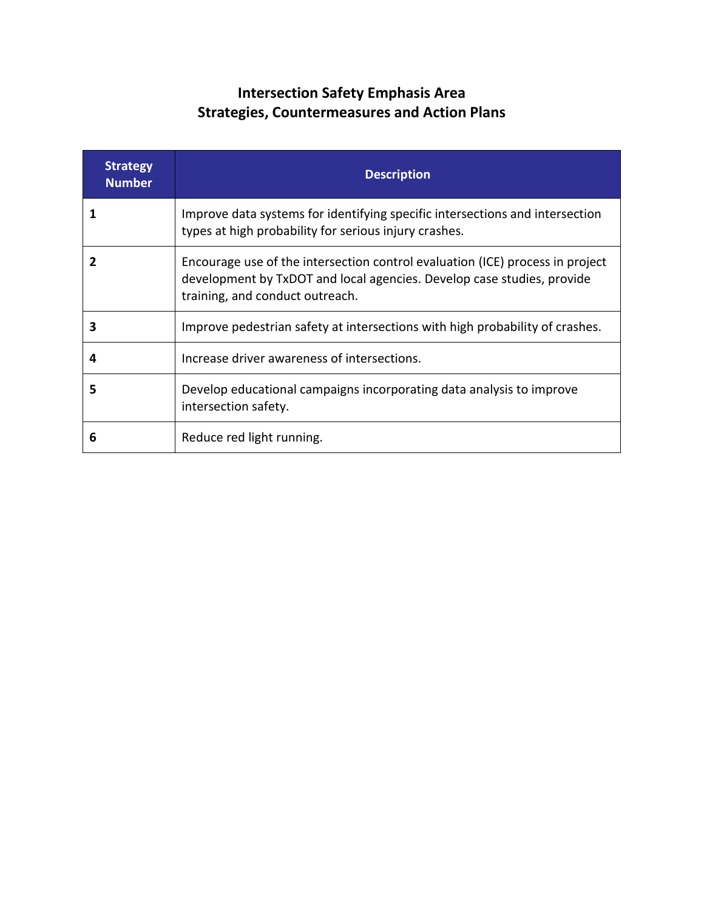# Intersection Safety Emphasis Area
# Strategies, Countermeasures and Action Plans

| Strategy Number | Description |
|---|---|
| **1** | Improve data systems for identifying specific intersections and intersection types at high probability for serious injury crashes. |
| **2** | Encourage use of the intersection control evaluation (ICE) process in project development by TxDOT and local agencies. Develop case studies, provide training, and conduct outreach. |
| **3** | Improve pedestrian safety at intersections with high probability of crashes. |
| **4** | Increase driver awareness of intersections. |
| **5** | Develop educational campaigns incorporating data analysis to improve intersection safety. |
| **6** | Reduce red light running. |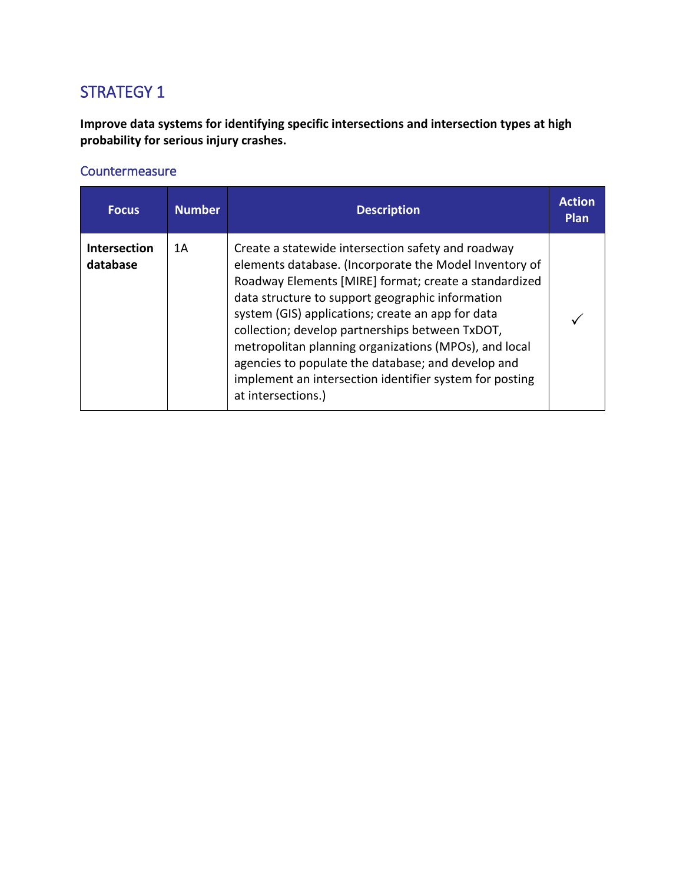## STRATEGY 1

**Improve data systems for identifying specific intersections and intersection types at high probability for serious injury crashes.**

### Countermeasure

| Focus | Number | Description | Action Plan |
|---|---|---|---|
| **Intersection database** | 1A | Create a statewide intersection safety and roadway elements database. (Incorporate the Model Inventory of Roadway Elements [MIRE] format; create a standardized data structure to support geographic information system (GIS) applications; create an app for data collection; develop partnerships between TxDOT, metropolitan planning organizations (MPOs), and local agencies to populate the database; and develop and implement an intersection identifier system for posting at intersections.) | ✓ |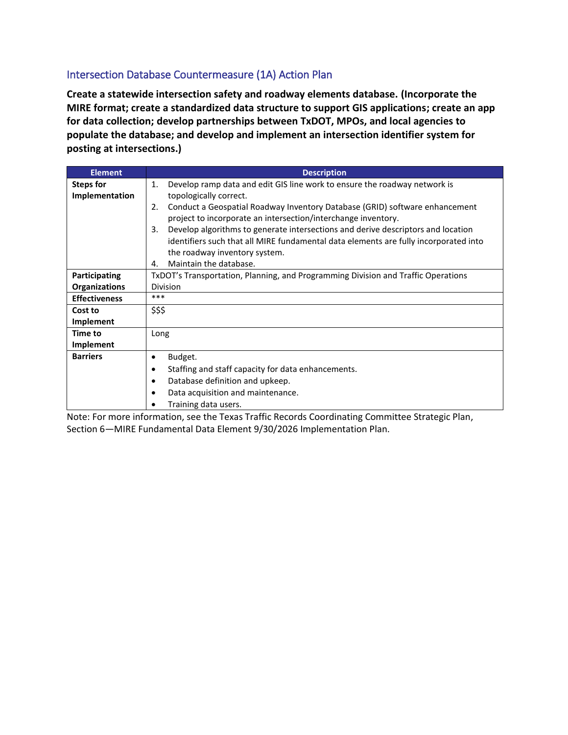## Intersection Database Countermeasure (1A) Action Plan

**Create a statewide intersection safety and roadway elements database. (Incorporate the MIRE format; create a standardized data structure to support GIS applications; create an app for data collection; develop partnerships between TxDOT, MPOs, and local agencies to populate the database; and develop and implement an intersection identifier system for posting at intersections.)**

| Element | Description |
|---|---|
| **Steps for Implementation** | 1. Develop ramp data and edit GIS line work to ensure the roadway network is topologically correct.<br>2. Conduct a Geospatial Roadway Inventory Database (GRID) software enhancement project to incorporate an intersection/interchange inventory.<br>3. Develop algorithms to generate intersections and derive descriptors and location identifiers such that all MIRE fundamental data elements are fully incorporated into the roadway inventory system.<br>4. Maintain the database. |
| **Participating Organizations** | TxDOT's Transportation, Planning, and Programming Division and Traffic Operations Division |
| **Effectiveness** | *** |
| **Cost to Implement** | $$$ |
| **Time to Implement** | Long |
| **Barriers** | • Budget.<br>• Staffing and staff capacity for data enhancements.<br>• Database definition and upkeep.<br>• Data acquisition and maintenance.<br>• Training data users. |

Note: For more information, see the Texas Traffic Records Coordinating Committee Strategic Plan, Section 6—MIRE Fundamental Data Element 9/30/2026 Implementation Plan.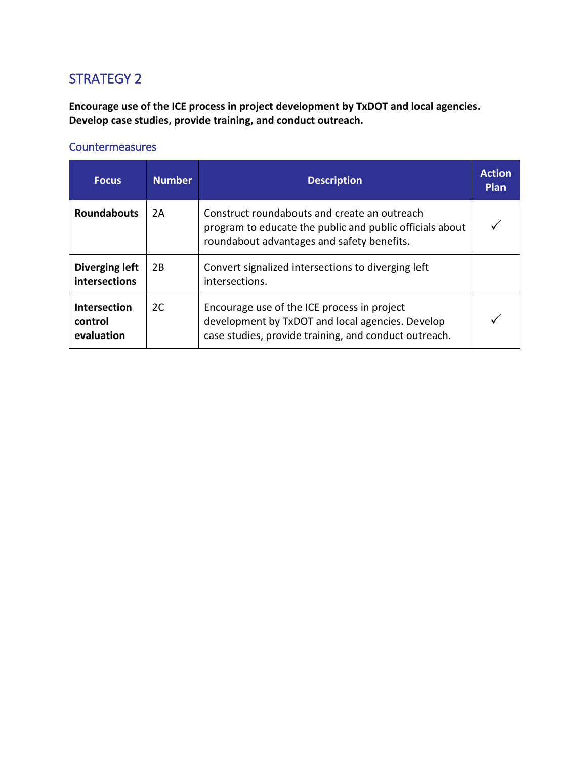## STRATEGY 2

**Encourage use of the ICE process in project development by TxDOT and local agencies. Develop case studies, provide training, and conduct outreach.**

### Countermeasures

| Focus | Number | Description | Action Plan |
|---|---|---|---|
| **Roundabouts** | 2A | Construct roundabouts and create an outreach program to educate the public and public officials about roundabout advantages and safety benefits. | ✓ |
| **Diverging left intersections** | 2B | Convert signalized intersections to diverging left intersections. | |
| **Intersection control evaluation** | 2C | Encourage use of the ICE process in project development by TxDOT and local agencies. Develop case studies, provide training, and conduct outreach. | ✓ |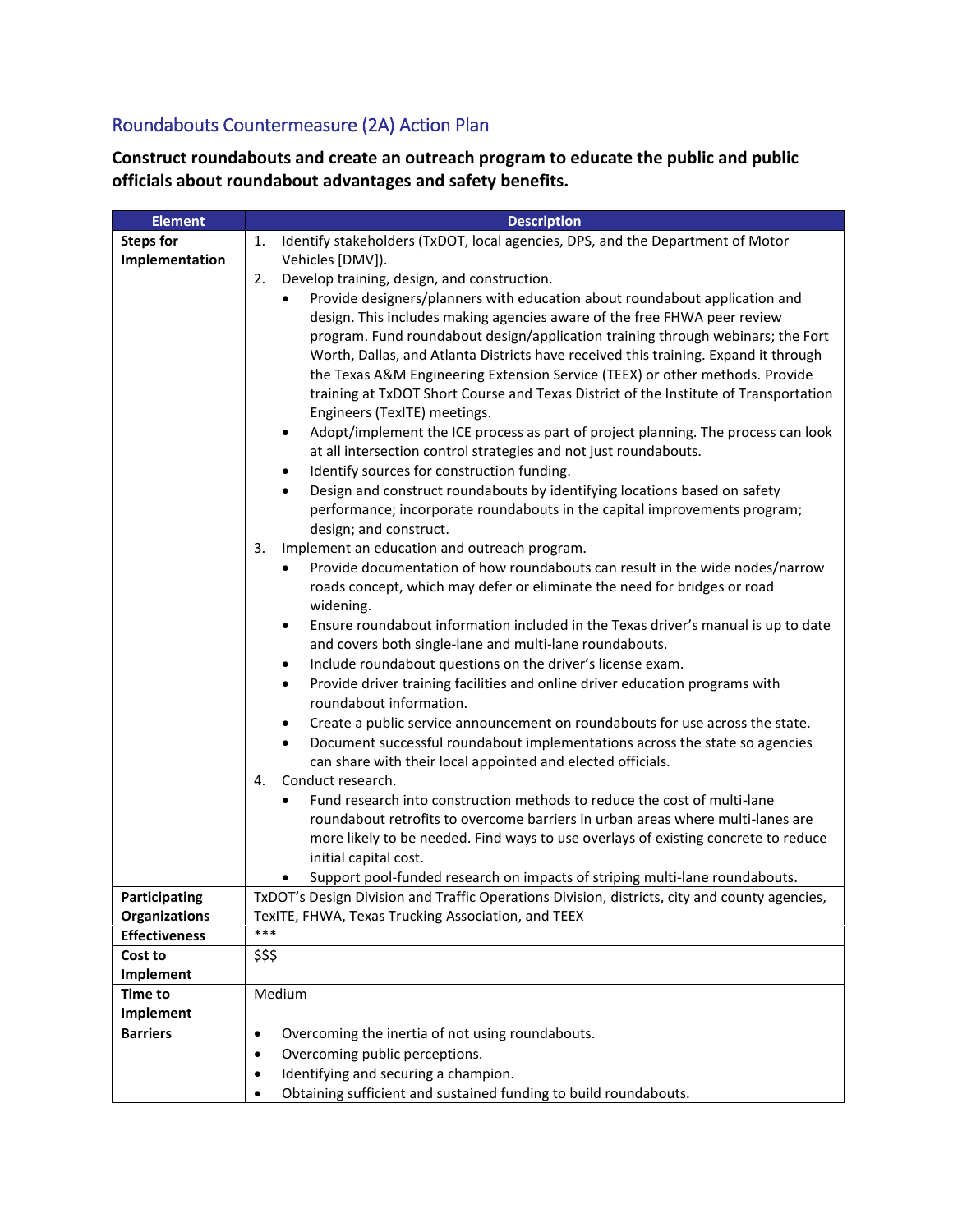## Roundabouts Countermeasure (2A) Action Plan

**Construct roundabouts and create an outreach program to educate the public and public officials about roundabout advantages and safety benefits.**

| Element | Description |
|---|---|
| **Steps for Implementation** | 1. Identify stakeholders (TxDOT, local agencies, DPS, and the Department of Motor Vehicles [DMV]).<br>2. Develop training, design, and construction.<br>• Provide designers/planners with education about roundabout application and design. This includes making agencies aware of the free FHWA peer review program. Fund roundabout design/application training through webinars; the Fort Worth, Dallas, and Atlanta Districts have received this training. Expand it through the Texas A&M Engineering Extension Service (TEEX) or other methods. Provide training at TxDOT Short Course and Texas District of the Institute of Transportation Engineers (TexITE) meetings.<br>• Adopt/implement the ICE process as part of project planning. The process can look at all intersection control strategies and not just roundabouts.<br>• Identify sources for construction funding.<br>• Design and construct roundabouts by identifying locations based on safety performance; incorporate roundabouts in the capital improvements program; design; and construct.<br>3. Implement an education and outreach program.<br>• Provide documentation of how roundabouts can result in the wide nodes/narrow roads concept, which may defer or eliminate the need for bridges or road widening.<br>• Ensure roundabout information included in the Texas driver's manual is up to date and covers both single-lane and multi-lane roundabouts.<br>• Include roundabout questions on the driver's license exam.<br>• Provide driver training facilities and online driver education programs with roundabout information.<br>• Create a public service announcement on roundabouts for use across the state.<br>• Document successful roundabout implementations across the state so agencies can share with their local appointed and elected officials.<br>4. Conduct research.<br>• Fund research into construction methods to reduce the cost of multi-lane roundabout retrofits to overcome barriers in urban areas where multi-lanes are more likely to be needed. Find ways to use overlays of existing concrete to reduce initial capital cost.<br>• Support pool-funded research on impacts of striping multi-lane roundabouts. |
| **Participating Organizations** | TxDOT's Design Division and Traffic Operations Division, districts, city and county agencies, TexITE, FHWA, Texas Trucking Association, and TEEX |
| **Effectiveness** | *** |
| **Cost to Implement** | $$$ |
| **Time to Implement** | Medium |
| **Barriers** | • Overcoming the inertia of not using roundabouts.<br>• Overcoming public perceptions.<br>• Identifying and securing a champion.<br>• Obtaining sufficient and sustained funding to build roundabouts. |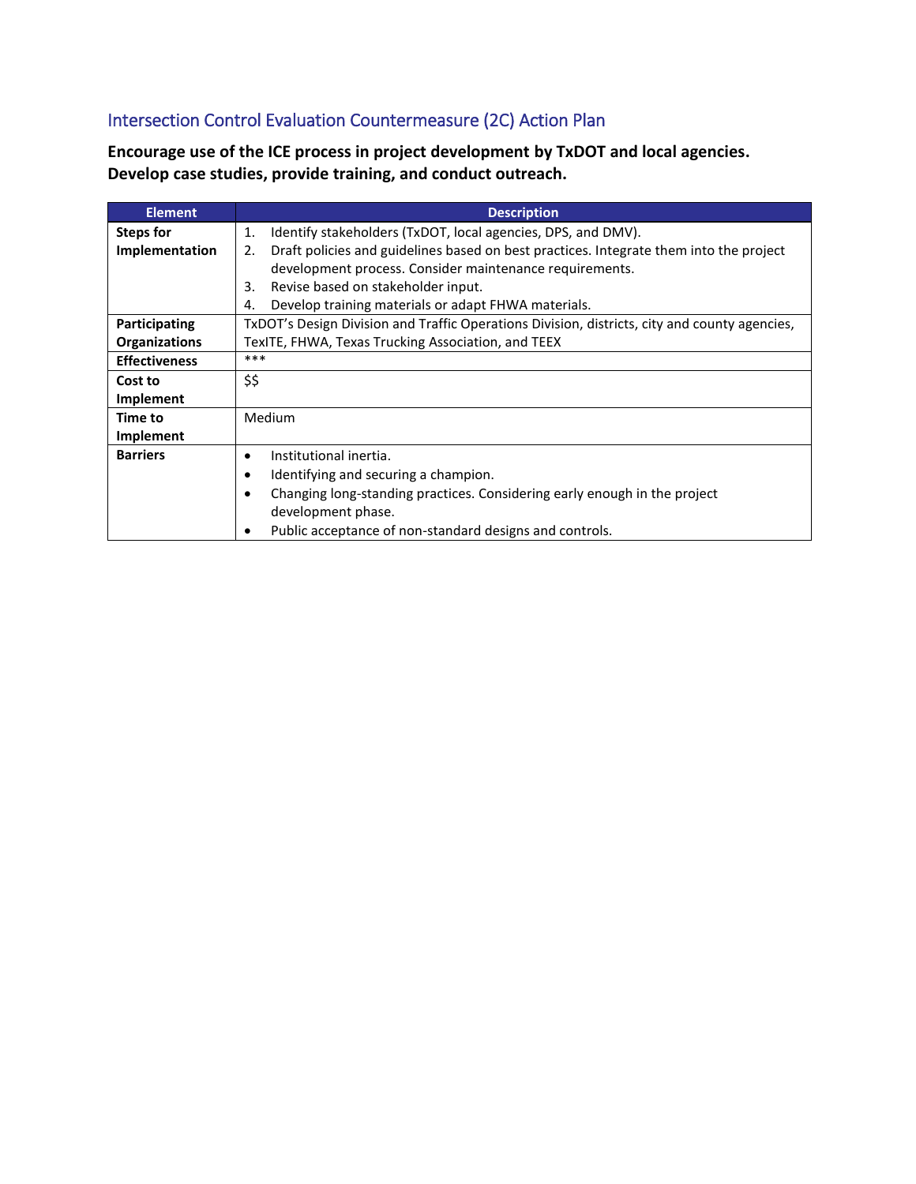## Intersection Control Evaluation Countermeasure (2C) Action Plan

**Encourage use of the ICE process in project development by TxDOT and local agencies. Develop case studies, provide training, and conduct outreach.**

| Element | Description |
| --- | --- |
| **Steps for Implementation** | 1. Identify stakeholders (TxDOT, local agencies, DPS, and DMV).<br>2. Draft policies and guidelines based on best practices. Integrate them into the project development process. Consider maintenance requirements.<br>3. Revise based on stakeholder input.<br>4. Develop training materials or adapt FHWA materials. |
| **Participating Organizations** | TxDOT's Design Division and Traffic Operations Division, districts, city and county agencies, TexITE, FHWA, Texas Trucking Association, and TEEX |
| **Effectiveness** | *** |
| **Cost to Implement** | $$ |
| **Time to Implement** | Medium |
| **Barriers** | • Institutional inertia.<br>• Identifying and securing a champion.<br>• Changing long-standing practices. Considering early enough in the project development phase.<br>• Public acceptance of non-standard designs and controls. |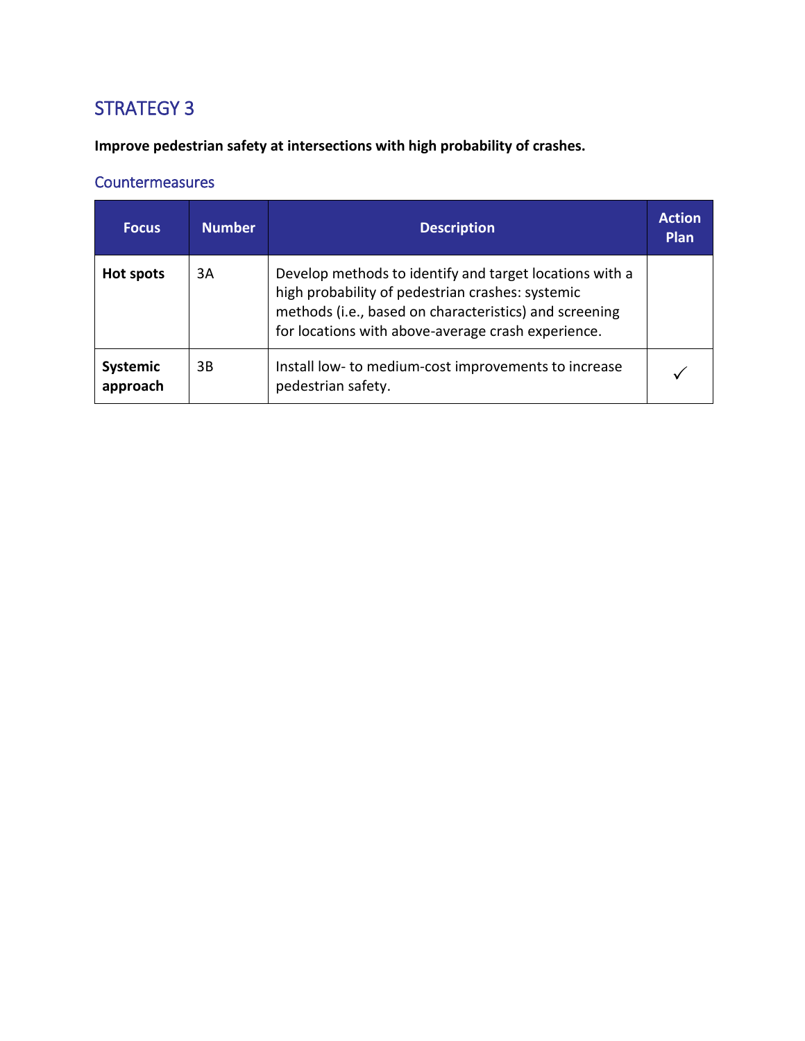## STRATEGY 3

**Improve pedestrian safety at intersections with high probability of crashes.**

### Countermeasures

| Focus | Number | Description | Action Plan |
|---|---|---|---|
| **Hot spots** | 3A | Develop methods to identify and target locations with a high probability of pedestrian crashes: systemic methods (i.e., based on characteristics) and screening for locations with above-average crash experience. | |
| **Systemic approach** | 3B | Install low- to medium-cost improvements to increase pedestrian safety. | ✓ |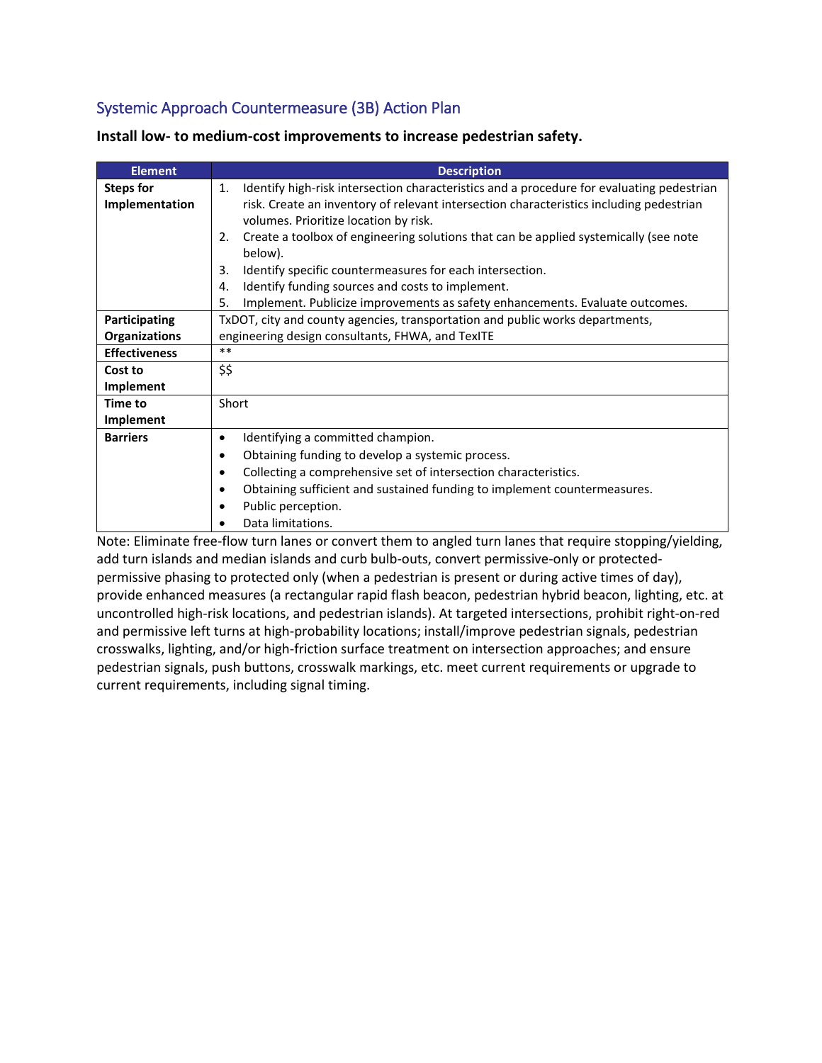## Systemic Approach Countermeasure (3B) Action Plan

**Install low- to medium-cost improvements to increase pedestrian safety.**

| Element | Description |
|---|---|
| **Steps for Implementation** | 1. Identify high-risk intersection characteristics and a procedure for evaluating pedestrian risk. Create an inventory of relevant intersection characteristics including pedestrian volumes. Prioritize location by risk.<br>2. Create a toolbox of engineering solutions that can be applied systemically (see note below).<br>3. Identify specific countermeasures for each intersection.<br>4. Identify funding sources and costs to implement.<br>5. Implement. Publicize improvements as safety enhancements. Evaluate outcomes. |
| **Participating Organizations** | TxDOT, city and county agencies, transportation and public works departments, engineering design consultants, FHWA, and TexITE |
| **Effectiveness** | ** |
| **Cost to Implement** | $$ |
| **Time to Implement** | Short |
| **Barriers** | • Identifying a committed champion.<br>• Obtaining funding to develop a systemic process.<br>• Collecting a comprehensive set of intersection characteristics.<br>• Obtaining sufficient and sustained funding to implement countermeasures.<br>• Public perception.<br>• Data limitations. |

Note: Eliminate free-flow turn lanes or convert them to angled turn lanes that require stopping/yielding, add turn islands and median islands and curb bulb-outs, convert permissive-only or protected-permissive phasing to protected only (when a pedestrian is present or during active times of day), provide enhanced measures (a rectangular rapid flash beacon, pedestrian hybrid beacon, lighting, etc. at uncontrolled high-risk locations, and pedestrian islands). At targeted intersections, prohibit right-on-red and permissive left turns at high-probability locations; install/improve pedestrian signals, pedestrian crosswalks, lighting, and/or high-friction surface treatment on intersection approaches; and ensure pedestrian signals, push buttons, crosswalk markings, etc. meet current requirements or upgrade to current requirements, including signal timing.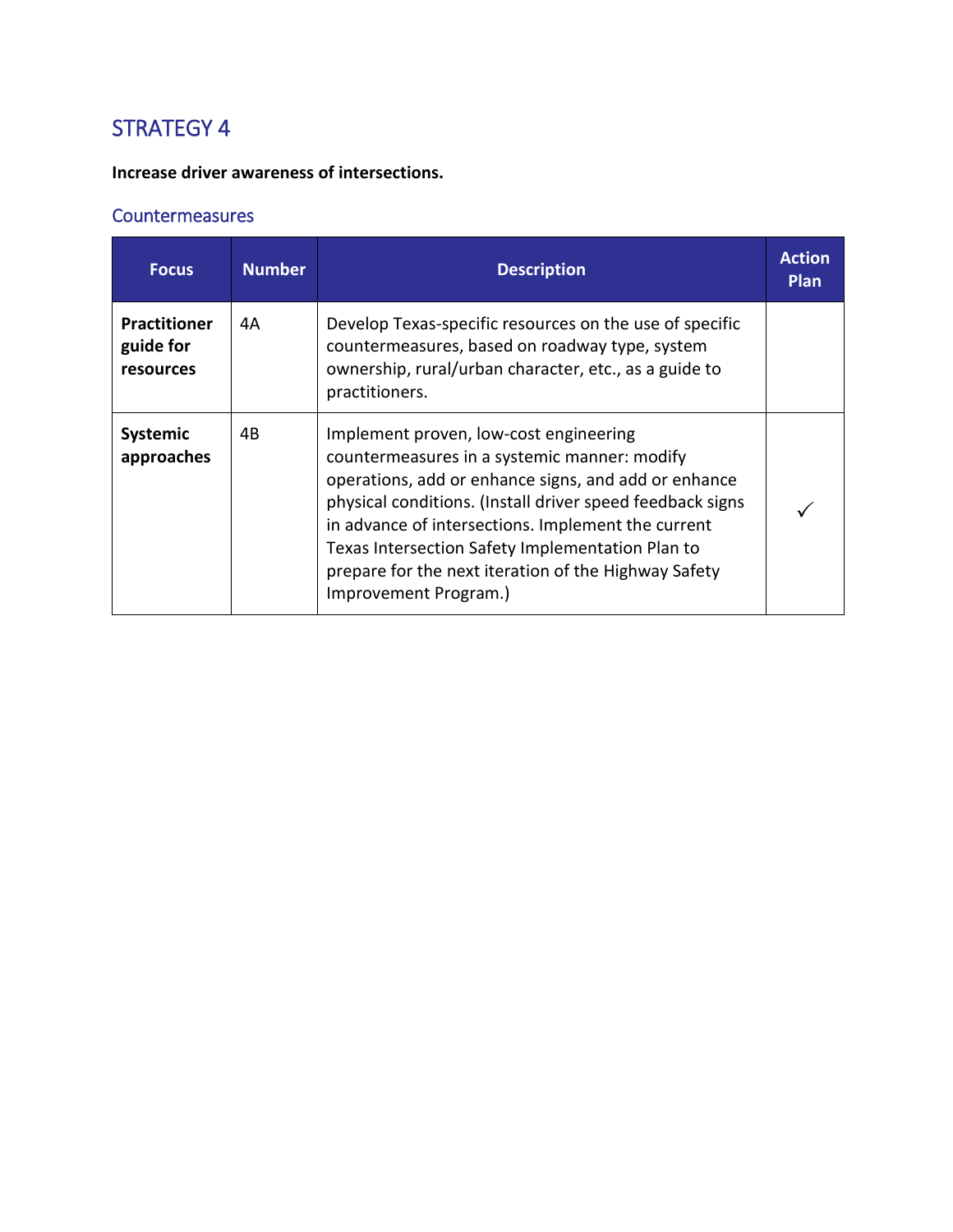## STRATEGY 4

**Increase driver awareness of intersections.**

### Countermeasures

| Focus | Number | Description | Action Plan |
|---|---|---|---|
| **Practitioner guide for resources** | 4A | Develop Texas-specific resources on the use of specific countermeasures, based on roadway type, system ownership, rural/urban character, etc., as a guide to practitioners. | |
| **Systemic approaches** | 4B | Implement proven, low-cost engineering countermeasures in a systemic manner: modify operations, add or enhance signs, and add or enhance physical conditions. (Install driver speed feedback signs in advance of intersections. Implement the current Texas Intersection Safety Implementation Plan to prepare for the next iteration of the Highway Safety Improvement Program.) | ✓ |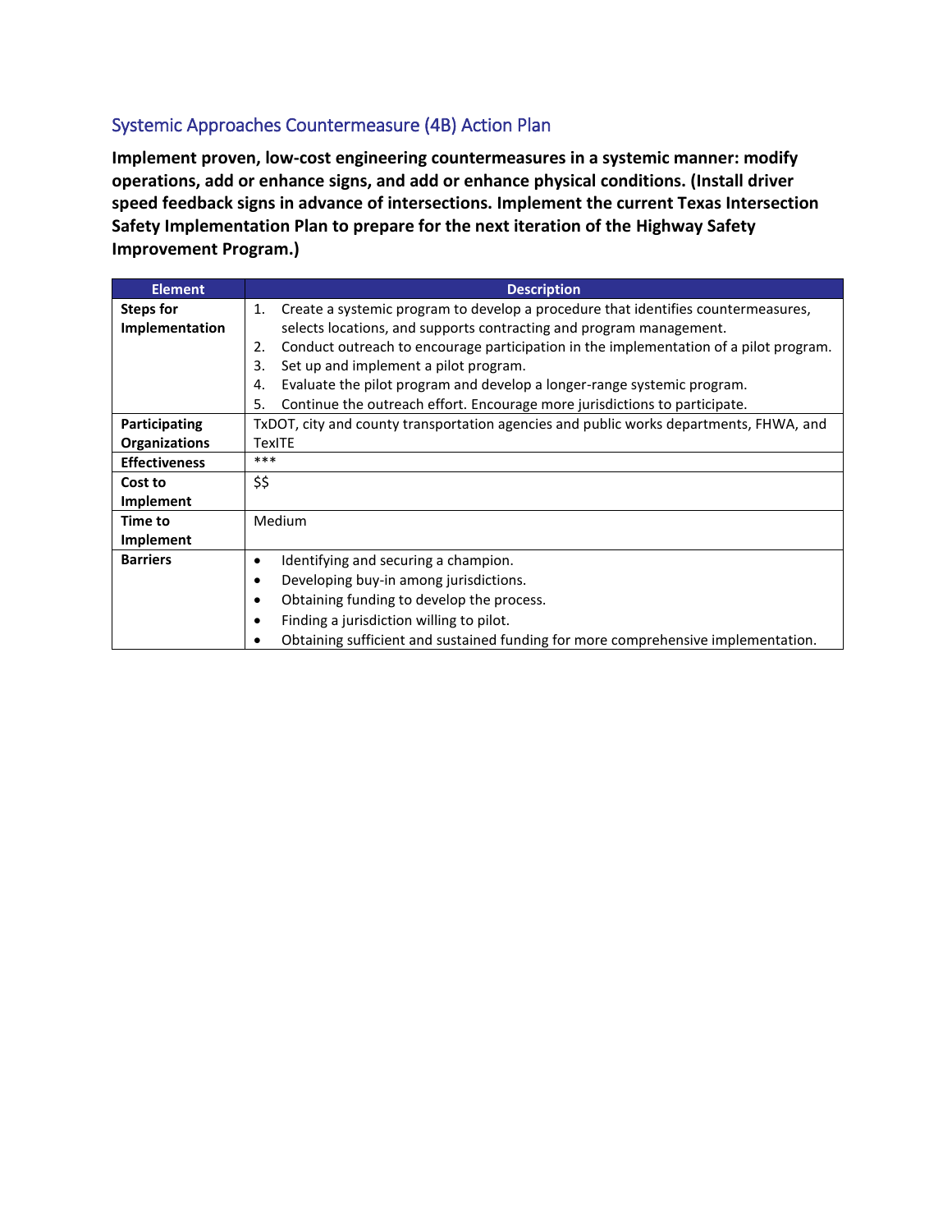## Systemic Approaches Countermeasure (4B) Action Plan

**Implement proven, low-cost engineering countermeasures in a systemic manner: modify operations, add or enhance signs, and add or enhance physical conditions. (Install driver speed feedback signs in advance of intersections. Implement the current Texas Intersection Safety Implementation Plan to prepare for the next iteration of the Highway Safety Improvement Program.)**

| Element | Description |
|---|---|
| **Steps for Implementation** | 1. Create a systemic program to develop a procedure that identifies countermeasures, selects locations, and supports contracting and program management.<br>2. Conduct outreach to encourage participation in the implementation of a pilot program.<br>3. Set up and implement a pilot program.<br>4. Evaluate the pilot program and develop a longer-range systemic program.<br>5. Continue the outreach effort. Encourage more jurisdictions to participate. |
| **Participating Organizations** | TxDOT, city and county transportation agencies and public works departments, FHWA, and TexITE |
| **Effectiveness** | *** |
| **Cost to Implement** | $$ |
| **Time to Implement** | Medium |
| **Barriers** | • Identifying and securing a champion.<br>• Developing buy-in among jurisdictions.<br>• Obtaining funding to develop the process.<br>• Finding a jurisdiction willing to pilot.<br>• Obtaining sufficient and sustained funding for more comprehensive implementation. |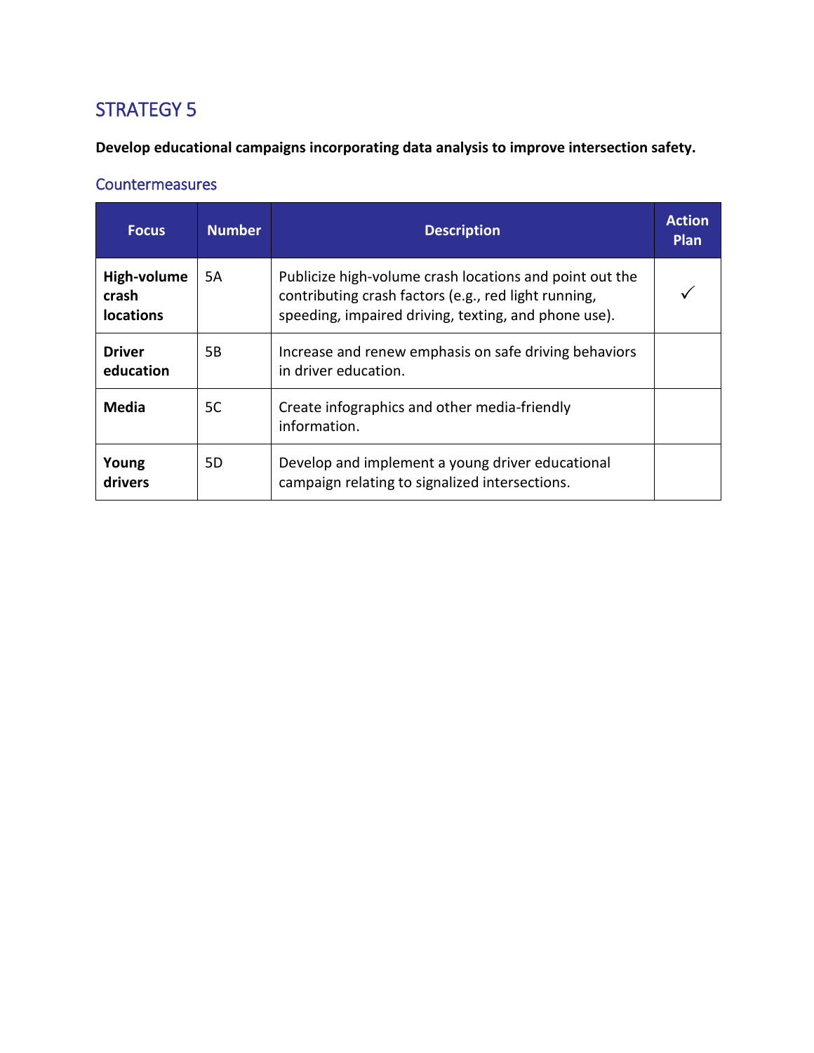## STRATEGY 5

**Develop educational campaigns incorporating data analysis to improve intersection safety.**

### Countermeasures

| Focus | Number | Description | Action Plan |
|---|---|---|---|
| **High-volume crash locations** | 5A | Publicize high-volume crash locations and point out the contributing crash factors (e.g., red light running, speeding, impaired driving, texting, and phone use). | ✓ |
| **Driver education** | 5B | Increase and renew emphasis on safe driving behaviors in driver education. | |
| **Media** | 5C | Create infographics and other media-friendly information. | |
| **Young drivers** | 5D | Develop and implement a young driver educational campaign relating to signalized intersections. | |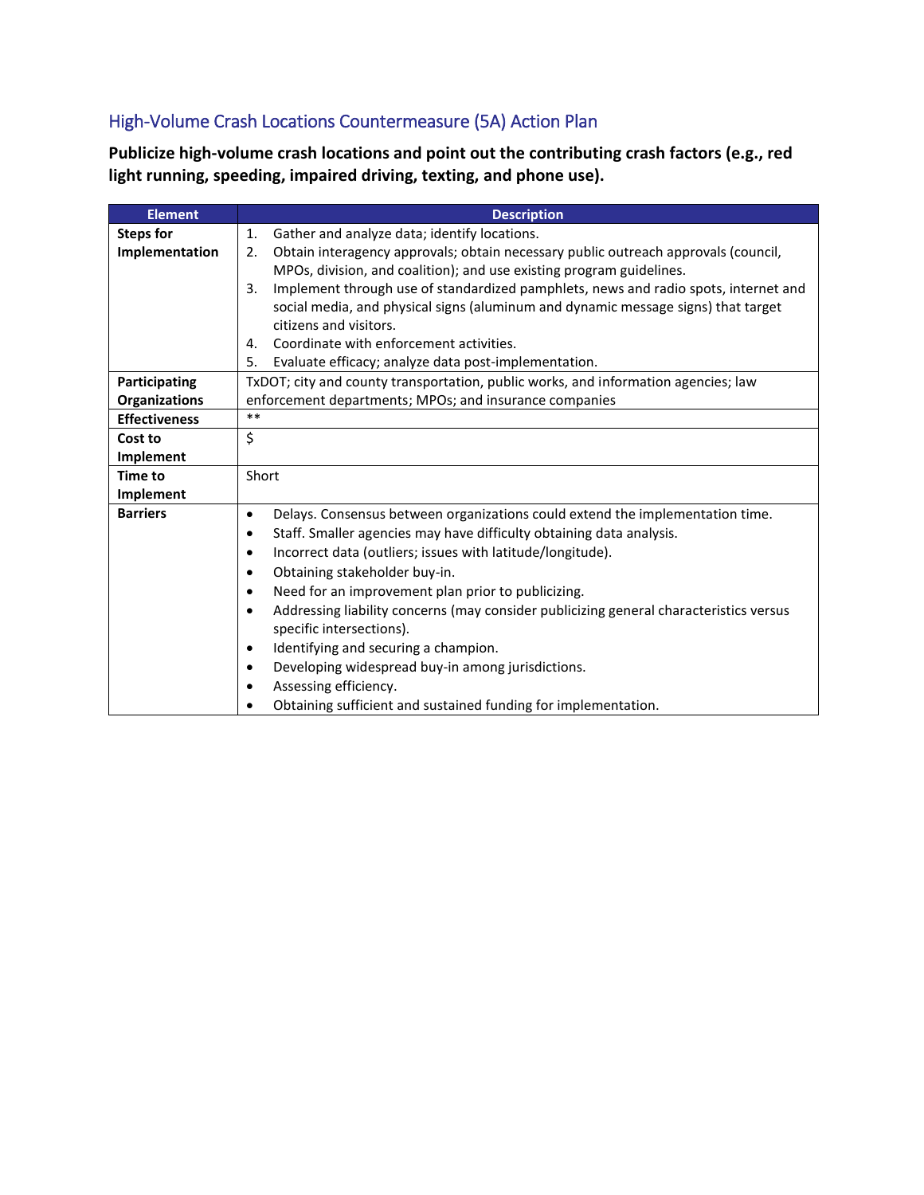## High-Volume Crash Locations Countermeasure (5A) Action Plan

**Publicize high-volume crash locations and point out the contributing crash factors (e.g., red light running, speeding, impaired driving, texting, and phone use).**

| Element | Description |
|---|---|
| **Steps for Implementation** | 1. Gather and analyze data; identify locations.<br>2. Obtain interagency approvals; obtain necessary public outreach approvals (council, MPOs, division, and coalition); and use existing program guidelines.<br>3. Implement through use of standardized pamphlets, news and radio spots, internet and social media, and physical signs (aluminum and dynamic message signs) that target citizens and visitors.<br>4. Coordinate with enforcement activities.<br>5. Evaluate efficacy; analyze data post-implementation. |
| **Participating Organizations** | TxDOT; city and county transportation, public works, and information agencies; law enforcement departments; MPOs; and insurance companies |
| **Effectiveness** | ** |
| **Cost to Implement** | $ |
| **Time to Implement** | Short |
| **Barriers** | • Delays. Consensus between organizations could extend the implementation time.<br>• Staff. Smaller agencies may have difficulty obtaining data analysis.<br>• Incorrect data (outliers; issues with latitude/longitude).<br>• Obtaining stakeholder buy-in.<br>• Need for an improvement plan prior to publicizing.<br>• Addressing liability concerns (may consider publicizing general characteristics versus specific intersections).<br>• Identifying and securing a champion.<br>• Developing widespread buy-in among jurisdictions.<br>• Assessing efficiency.<br>• Obtaining sufficient and sustained funding for implementation. |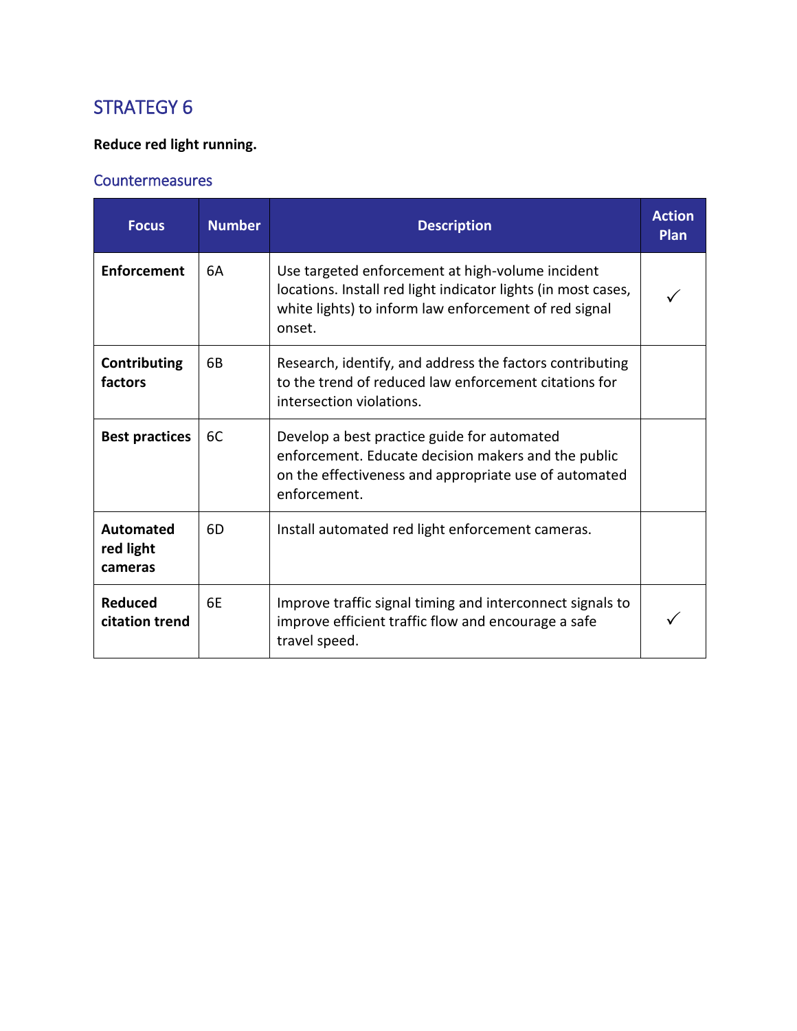## STRATEGY 6

**Reduce red light running.**

### Countermeasures

| Focus | Number | Description | Action Plan |
|---|---|---|---|
| **Enforcement** | 6A | Use targeted enforcement at high-volume incident locations. Install red light indicator lights (in most cases, white lights) to inform law enforcement of red signal onset. | ✓ |
| **Contributing factors** | 6B | Research, identify, and address the factors contributing to the trend of reduced law enforcement citations for intersection violations. | |
| **Best practices** | 6C | Develop a best practice guide for automated enforcement. Educate decision makers and the public on the effectiveness and appropriate use of automated enforcement. | |
| **Automated red light cameras** | 6D | Install automated red light enforcement cameras. | |
| **Reduced citation trend** | 6E | Improve traffic signal timing and interconnect signals to improve efficient traffic flow and encourage a safe travel speed. | ✓ |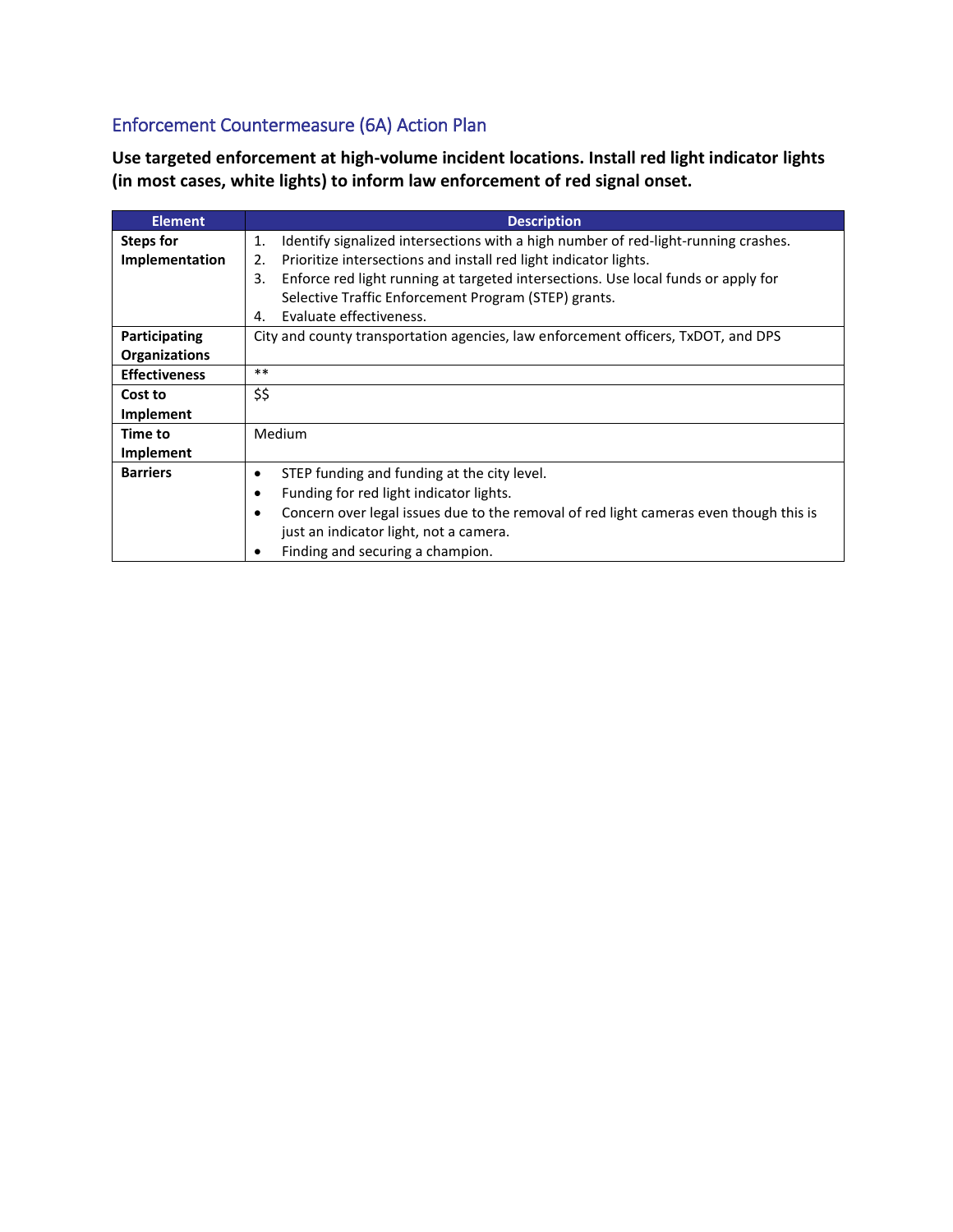## Enforcement Countermeasure (6A) Action Plan

**Use targeted enforcement at high-volume incident locations. Install red light indicator lights (in most cases, white lights) to inform law enforcement of red signal onset.**

| Element | Description |
|---|---|
| **Steps for Implementation** | 1. Identify signalized intersections with a high number of red-light-running crashes.<br>2. Prioritize intersections and install red light indicator lights.<br>3. Enforce red light running at targeted intersections. Use local funds or apply for Selective Traffic Enforcement Program (STEP) grants.<br>4. Evaluate effectiveness. |
| **Participating Organizations** | City and county transportation agencies, law enforcement officers, TxDOT, and DPS |
| **Effectiveness** | ** |
| **Cost to Implement** | $$ |
| **Time to Implement** | Medium |
| **Barriers** | • STEP funding and funding at the city level.<br>• Funding for red light indicator lights.<br>• Concern over legal issues due to the removal of red light cameras even though this is just an indicator light, not a camera.<br>• Finding and securing a champion. |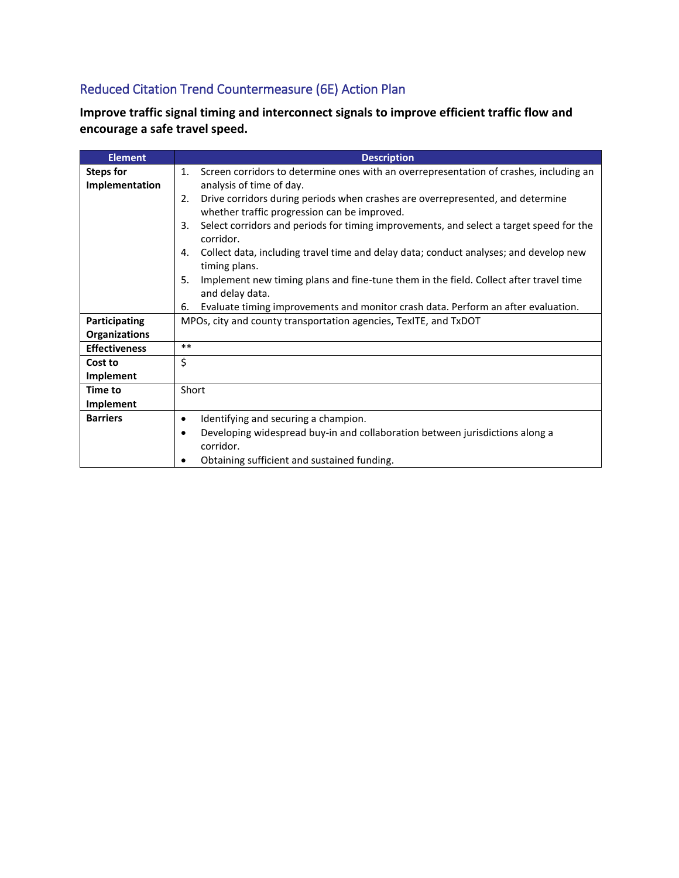## Reduced Citation Trend Countermeasure (6E) Action Plan

**Improve traffic signal timing and interconnect signals to improve efficient traffic flow and encourage a safe travel speed.**

| Element | Description |
|---|---|
| **Steps for Implementation** | 1. Screen corridors to determine ones with an overrepresentation of crashes, including an analysis of time of day.<br>2. Drive corridors during periods when crashes are overrepresented, and determine whether traffic progression can be improved.<br>3. Select corridors and periods for timing improvements, and select a target speed for the corridor.<br>4. Collect data, including travel time and delay data; conduct analyses; and develop new timing plans.<br>5. Implement new timing plans and fine-tune them in the field. Collect after travel time and delay data.<br>6. Evaluate timing improvements and monitor crash data. Perform an after evaluation. |
| **Participating Organizations** | MPOs, city and county transportation agencies, TexITE, and TxDOT |
| **Effectiveness** | ** |
| **Cost to Implement** | $ |
| **Time to Implement** | Short |
| **Barriers** | • Identifying and securing a champion.<br>• Developing widespread buy-in and collaboration between jurisdictions along a corridor.<br>• Obtaining sufficient and sustained funding. |